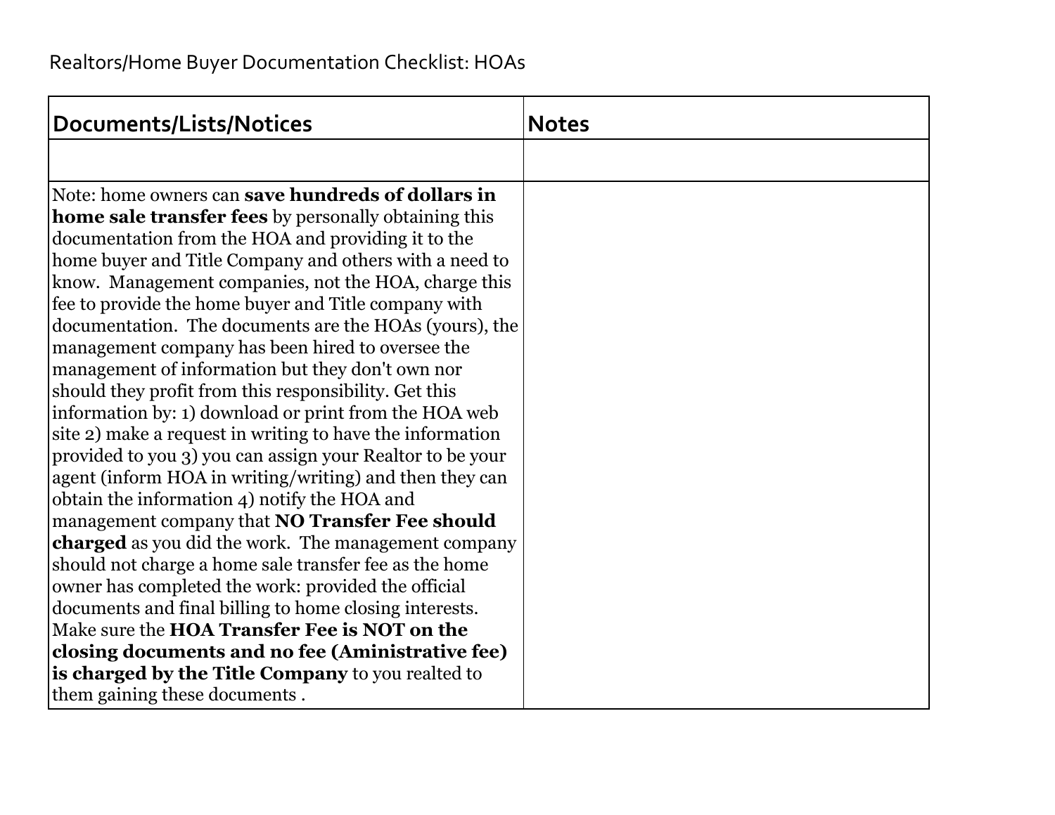Realtors/Home Buyer Documentation Checklist: HOAs

| **Documents/Lists/Notices** | **Notes** |
| --- | --- |
| | |
| Note: home owners can **save hundreds of dollars in home sale transfer fees** by personally obtaining this documentation from the HOA and providing it to the home buyer and Title Company and others with a need to know. Management companies, not the HOA, charge this fee to provide the home buyer and Title company with documentation. The documents are the HOAs (yours), the management company has been hired to oversee the management of information but they don't own nor should they profit from this responsibility. Get this information by: 1) download or print from the HOA web site 2) make a request in writing to have the information provided to you 3) you can assign your Realtor to be your agent (inform HOA in writing/writing) and then they can obtain the information 4) notify the HOA and management company that **NO Transfer Fee should charged** as you did the work. The management company should not charge a home sale transfer fee as the home owner has completed the work: provided the official documents and final billing to home closing interests. Make sure the **HOA Transfer Fee is NOT on the closing documents and no fee (Aministrative fee) is charged by the Title Company** to you realted to them gaining these documents . | |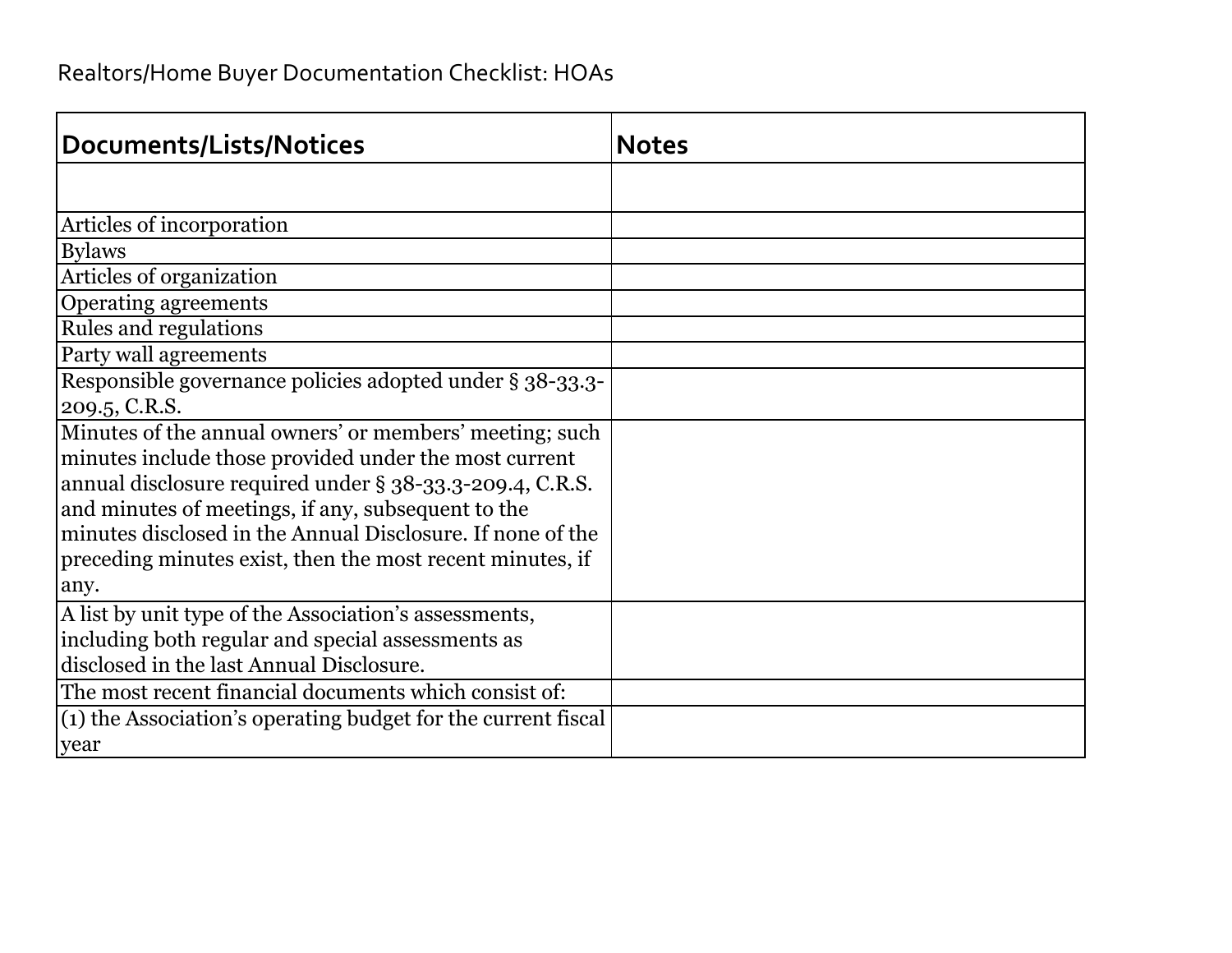Realtors/Home Buyer Documentation Checklist: HOAs

| **Documents/Lists/Notices** | **Notes** |
|---|---|
| | |
| Articles of incorporation | |
| Bylaws | |
| Articles of organization | |
| Operating agreements | |
| Rules and regulations | |
| Party wall agreements | |
| Responsible governance policies adopted under § 38-33.3-209.5, C.R.S. | |
| Minutes of the annual owners' or members' meeting; such minutes include those provided under the most current annual disclosure required under § 38-33.3-209.4, C.R.S. and minutes of meetings, if any, subsequent to the minutes disclosed in the Annual Disclosure. If none of the preceding minutes exist, then the most recent minutes, if any. | |
| A list by unit type of the Association's assessments, including both regular and special assessments as disclosed in the last Annual Disclosure. | |
| The most recent financial documents which consist of: | |
| (1) the Association's operating budget for the current fiscal year | |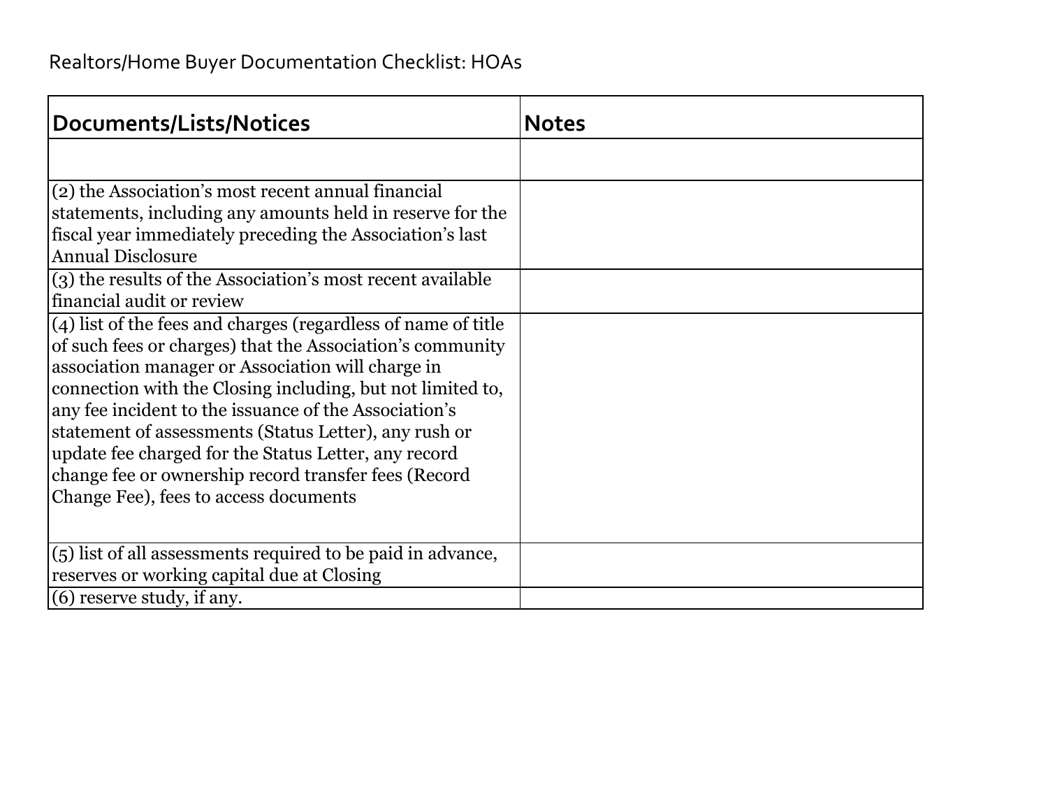Realtors/Home Buyer Documentation Checklist: HOAs

| Documents/Lists/Notices | Notes |
| --- | --- |
| | |
| (2) the Association's most recent annual financial statements, including any amounts held in reserve for the fiscal year immediately preceding the Association's last Annual Disclosure | |
| (3) the results of the Association's most recent available financial audit or review | |
| (4) list of the fees and charges (regardless of name of title of such fees or charges) that the Association's community association manager or Association will charge in connection with the Closing including, but not limited to, any fee incident to the issuance of the Association's statement of assessments (Status Letter), any rush or update fee charged for the Status Letter, any record change fee or ownership record transfer fees (Record Change Fee), fees to access documents | |
| (5) list of all assessments required to be paid in advance, reserves or working capital due at Closing | |
| (6) reserve study, if any. | |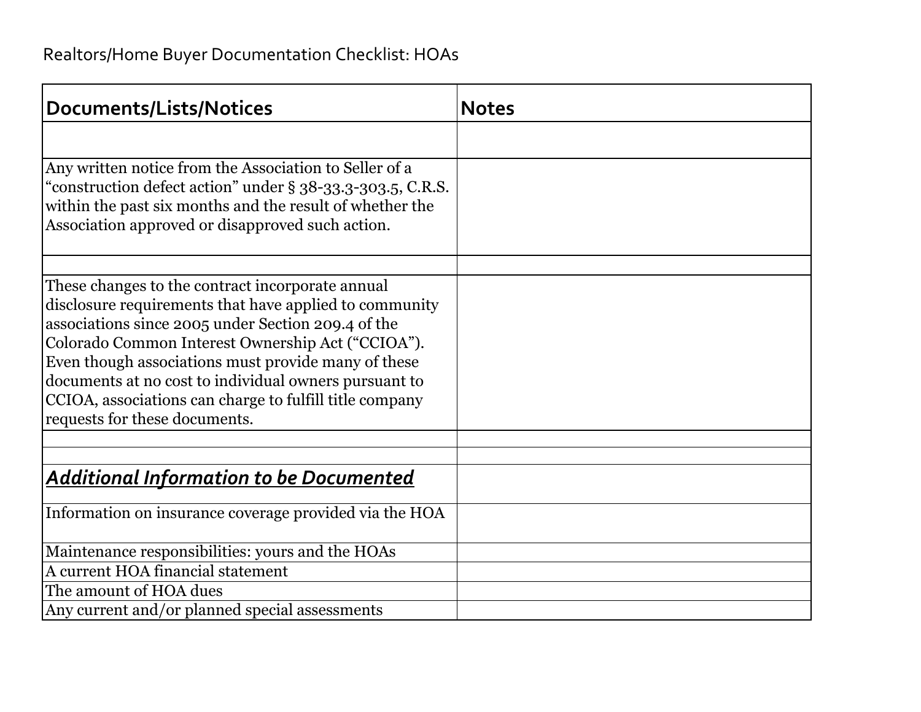Realtors/Home Buyer Documentation Checklist: HOAs

| **Documents/Lists/Notices** | **Notes** |
| --- | --- |
| | |
| Any written notice from the Association to Seller of a "construction defect action" under § 38-33.3-303.5, C.R.S. within the past six months and the result of whether the Association approved or disapproved such action. | |
| | |
| These changes to the contract incorporate annual disclosure requirements that have applied to community associations since 2005 under Section 209.4 of the Colorado Common Interest Ownership Act ("CCIOA"). Even though associations must provide many of these documents at no cost to individual owners pursuant to CCIOA, associations can charge to fulfill title company requests for these documents. | |
| | |
| | |
| ***<u>Additional Information to be Documented</u>*** | |
| Information on insurance coverage provided via the HOA | |
| Maintenance responsibilities: yours and the HOAs | |
| A current HOA financial statement | |
| The amount of HOA dues | |
| Any current and/or planned special assessments | |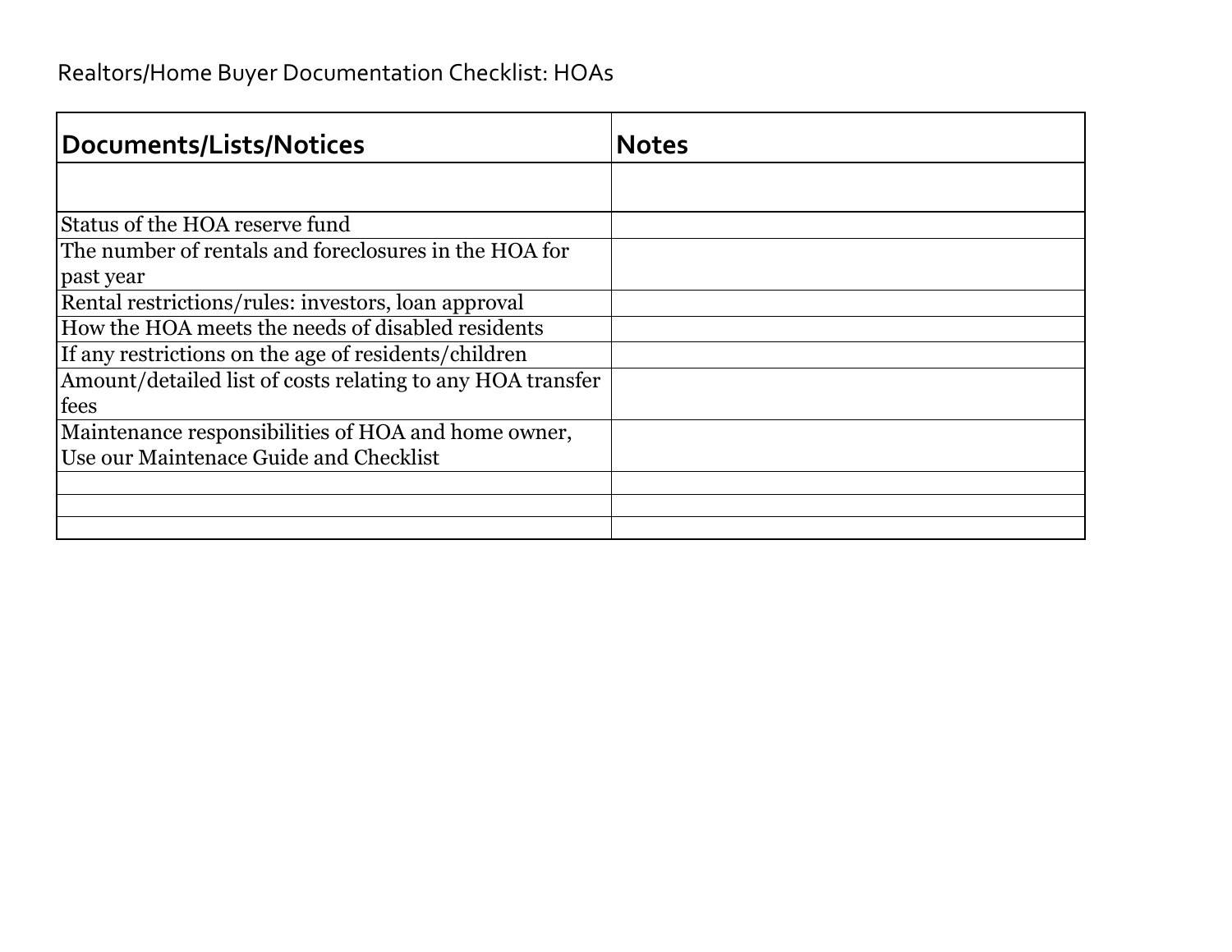Realtors/Home Buyer Documentation Checklist: HOAs

| Documents/Lists/Notices | Notes |
| --- | --- |
| | |
| Status of the HOA reserve fund | |
| The number of rentals and foreclosures in the HOA for past year | |
| Rental restrictions/rules: investors, loan approval | |
| How the HOA meets the needs of disabled residents | |
| If any restrictions on the age of residents/children | |
| Amount/detailed list of costs relating to any HOA transfer fees | |
| Maintenance responsibilities of HOA and home owner, Use our Maintenace Guide and Checklist | |
| | |
| | |
| | |